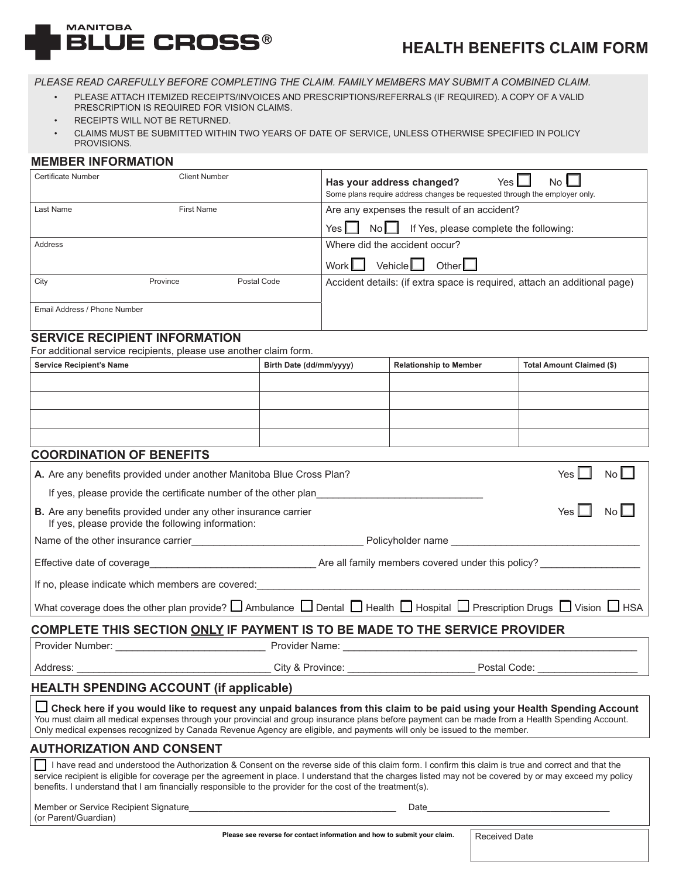MANITOBA
**BLUE CROSS®**

# HEALTH BENEFITS CLAIM FORM

*PLEASE READ CAREFULLY BEFORE COMPLETING THE CLAIM. FAMILY MEMBERS MAY SUBMIT A COMBINED CLAIM.*

- PLEASE ATTACH ITEMIZED RECEIPTS/INVOICES AND PRESCRIPTIONS/REFERRALS (IF REQUIRED). A COPY OF A VALID PRESCRIPTION IS REQUIRED FOR VISION CLAIMS.
- RECEIPTS WILL NOT BE RETURNED.
- CLAIMS MUST BE SUBMITTED WITHIN TWO YEARS OF DATE OF SERVICE, UNLESS OTHERWISE SPECIFIED IN POLICY PROVISIONS.

## MEMBER INFORMATION

| | |
|---|---|
| Certificate Number / Client Number | **Has your address changed?** Yes ☐ No ☐ <br> Some plans require address changes be requested through the employer only. |
| Last Name / First Name | Are any expenses the result of an accident? <br> Yes ☐ No ☐ If Yes, please complete the following: |
| Address | Where did the accident occur? <br> Work ☐ Vehicle ☐ Other ☐ |
| City / Province / Postal Code | Accident details: (if extra space is required, attach an additional page) |
| Email Address / Phone Number | |

## SERVICE RECIPIENT INFORMATION

For additional service recipients, please use another claim form.

| Service Recipient's Name | Birth Date (dd/mm/yyyy) | Relationship to Member | Total Amount Claimed ($) |
|---|---|---|---|
| | | | |
| | | | |
| | | | |
| | | | |

## COORDINATION OF BENEFITS

**A.** Are any benefits provided under another Manitoba Blue Cross Plan? Yes ☐ No ☐

If yes, please provide the certificate number of the other plan______________________________

**B.** Are any benefits provided under any other insurance carrier Yes ☐ No ☐
If yes, please provide the following information:

Name of the other insurance carrier_______________________________ Policyholder name __________________________________

Effective date of coverage_____________________________ Are all family members covered under this policy? _________________

If no, please indicate which members are covered:______________________________________________________________________

What coverage does the other plan provide? ☐ Ambulance ☐ Dental ☐ Health ☐ Hospital ☐ Prescription Drugs ☐ Vision ☐ HSA

## COMPLETE THIS SECTION ONLY IF PAYMENT IS TO BE MADE TO THE SERVICE PROVIDER

Provider Number: ___________________________ Provider Name: ______________________________________________________

Address: __________________________________ City & Province: ______________________ Postal Code: _________________

## HEALTH SPENDING ACCOUNT (if applicable)

☐ **Check here if you would like to request any unpaid balances from this claim to be paid using your Health Spending Account**
You must claim all medical expenses through your provincial and group insurance plans before payment can be made from a Health Spending Account. Only medical expenses recognized by Canada Revenue Agency are eligible, and payments will only be issued to the member.

## AUTHORIZATION AND CONSENT

☐ I have read and understood the Authorization & Consent on the reverse side of this claim form. I confirm this claim is true and correct and that the service recipient is eligible for coverage per the agreement in place. I understand that the charges listed may not be covered by or may exceed my policy benefits. I understand that I am financially responsible to the provider for the cost of the treatment(s).

Member or Service Recipient Signature__________________________________________ Date____________________________________
(or Parent/Guardian)

**Please see reverse for contact information and how to submit your claim.**

Received Date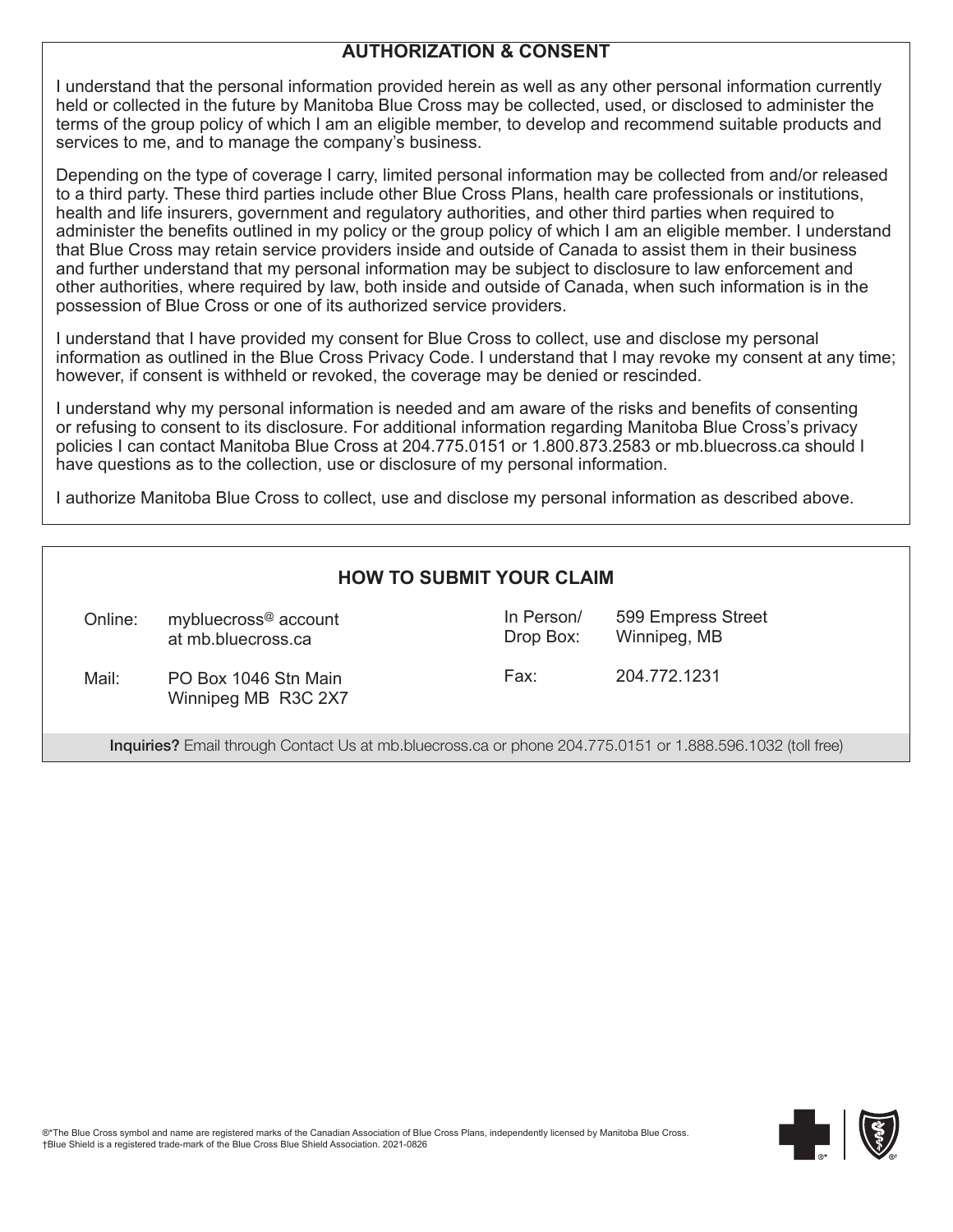## AUTHORIZATION & CONSENT

I understand that the personal information provided herein as well as any other personal information currently held or collected in the future by Manitoba Blue Cross may be collected, used, or disclosed to administer the terms of the group policy of which I am an eligible member, to develop and recommend suitable products and services to me, and to manage the company's business.

Depending on the type of coverage I carry, limited personal information may be collected from and/or released to a third party. These third parties include other Blue Cross Plans, health care professionals or institutions, health and life insurers, government and regulatory authorities, and other third parties when required to administer the benefits outlined in my policy or the group policy of which I am an eligible member. I understand that Blue Cross may retain service providers inside and outside of Canada to assist them in their business and further understand that my personal information may be subject to disclosure to law enforcement and other authorities, where required by law, both inside and outside of Canada, when such information is in the possession of Blue Cross or one of its authorized service providers.

I understand that I have provided my consent for Blue Cross to collect, use and disclose my personal information as outlined in the Blue Cross Privacy Code. I understand that I may revoke my consent at any time; however, if consent is withheld or revoked, the coverage may be denied or rescinded.

I understand why my personal information is needed and am aware of the risks and benefits of consenting or refusing to consent to its disclosure. For additional information regarding Manitoba Blue Cross's privacy policies I can contact Manitoba Blue Cross at 204.775.0151 or 1.800.873.2583 or mb.bluecross.ca should I have questions as to the collection, use or disclosure of my personal information.

I authorize Manitoba Blue Cross to collect, use and disclose my personal information as described above.

## HOW TO SUBMIT YOUR CLAIM

| | | | |
|---|---|---|---|
| Online: | mybluecross@ account at mb.bluecross.ca | In Person/ Drop Box: | 599 Empress Street Winnipeg, MB |
| Mail: | PO Box 1046 Stn Main Winnipeg MB R3C 2X7 | Fax: | 204.772.1231 |

**Inquiries?** Email through Contact Us at mb.bluecross.ca or phone 204.775.0151 or 1.888.596.1032 (toll free)

®*The Blue Cross symbol and name are registered marks of the Canadian Association of Blue Cross Plans, independently licensed by Manitoba Blue Cross.
†Blue Shield is a registered trade-mark of the Blue Cross Blue Shield Association. 2021-0826